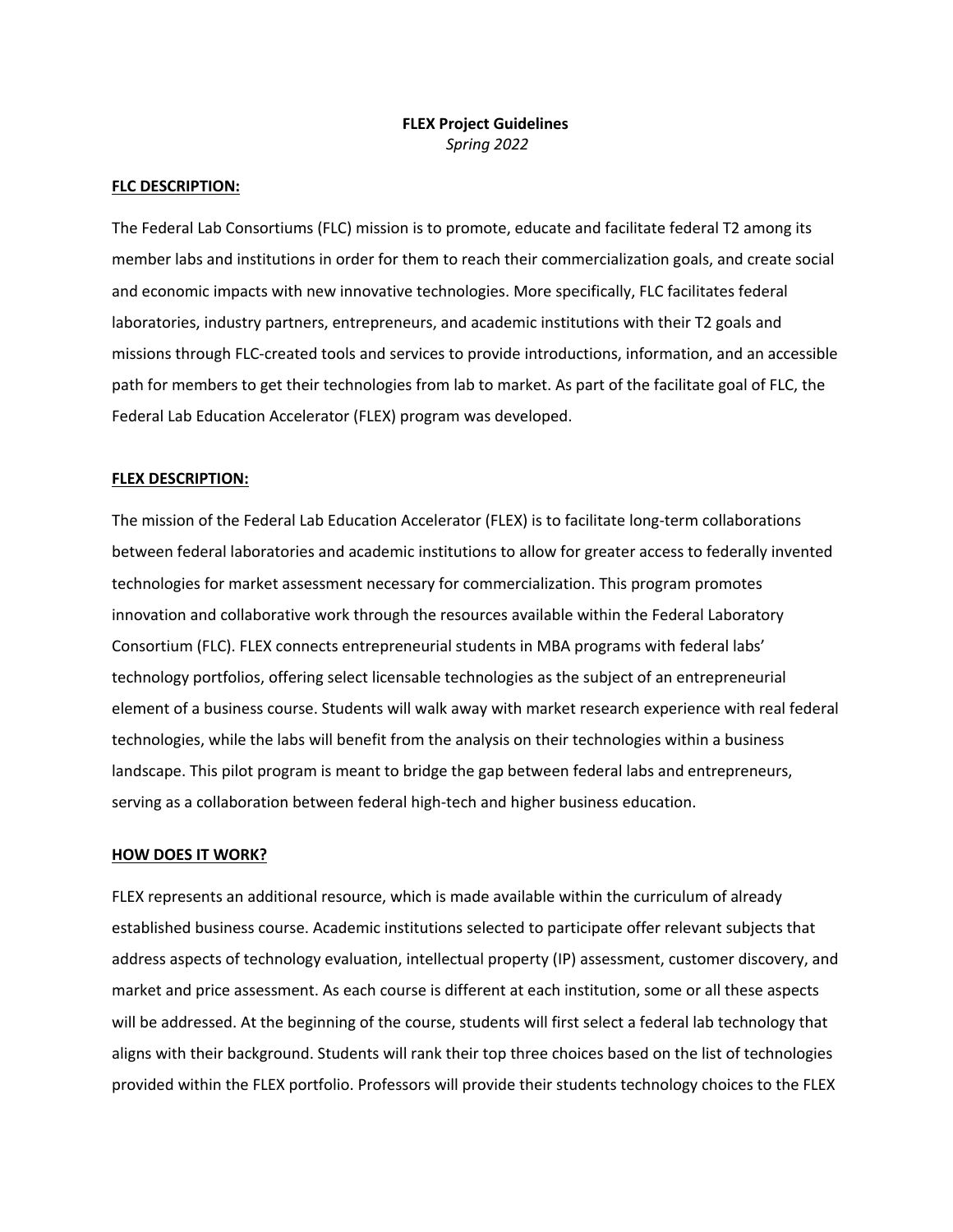**FLEX Project Guidelines**

*Spring 2022*

**FLC DESCRIPTION:**

The Federal Lab Consortiums (FLC) mission is to promote, educate and facilitate federal T2 among its member labs and institutions in order for them to reach their commercialization goals, and create social and economic impacts with new innovative technologies. More specifically, FLC facilitates federal laboratories, industry partners, entrepreneurs, and academic institutions with their T2 goals and missions through FLC-created tools and services to provide introductions, information, and an accessible path for members to get their technologies from lab to market. As part of the facilitate goal of FLC, the Federal Lab Education Accelerator (FLEX) program was developed.

**FLEX DESCRIPTION:**

The mission of the Federal Lab Education Accelerator (FLEX) is to facilitate long-term collaborations between federal laboratories and academic institutions to allow for greater access to federally invented technologies for market assessment necessary for commercialization. This program promotes innovation and collaborative work through the resources available within the Federal Laboratory Consortium (FLC). FLEX connects entrepreneurial students in MBA programs with federal labs' technology portfolios, offering select licensable technologies as the subject of an entrepreneurial element of a business course. Students will walk away with market research experience with real federal technologies, while the labs will benefit from the analysis on their technologies within a business landscape. This pilot program is meant to bridge the gap between federal labs and entrepreneurs, serving as a collaboration between federal high-tech and higher business education.

**HOW DOES IT WORK?**

FLEX represents an additional resource, which is made available within the curriculum of already established business course. Academic institutions selected to participate offer relevant subjects that address aspects of technology evaluation, intellectual property (IP) assessment, customer discovery, and market and price assessment. As each course is different at each institution, some or all these aspects will be addressed. At the beginning of the course, students will first select a federal lab technology that aligns with their background. Students will rank their top three choices based on the list of technologies provided within the FLEX portfolio. Professors will provide their students technology choices to the FLEX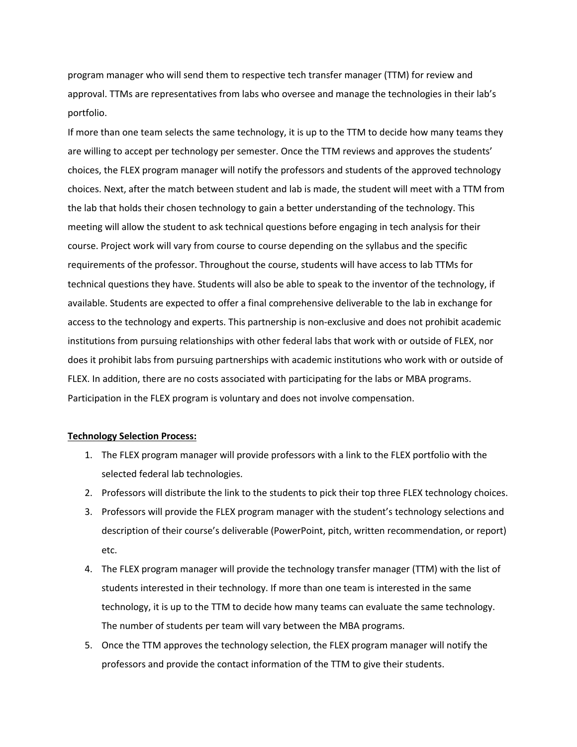program manager who will send them to respective tech transfer manager (TTM) for review and approval. TTMs are representatives from labs who oversee and manage the technologies in their lab's portfolio.

If more than one team selects the same technology, it is up to the TTM to decide how many teams they are willing to accept per technology per semester. Once the TTM reviews and approves the students' choices, the FLEX program manager will notify the professors and students of the approved technology choices. Next, after the match between student and lab is made, the student will meet with a TTM from the lab that holds their chosen technology to gain a better understanding of the technology. This meeting will allow the student to ask technical questions before engaging in tech analysis for their course. Project work will vary from course to course depending on the syllabus and the specific requirements of the professor. Throughout the course, students will have access to lab TTMs for technical questions they have. Students will also be able to speak to the inventor of the technology, if available. Students are expected to offer a final comprehensive deliverable to the lab in exchange for access to the technology and experts. This partnership is non-exclusive and does not prohibit academic institutions from pursuing relationships with other federal labs that work with or outside of FLEX, nor does it prohibit labs from pursuing partnerships with academic institutions who work with or outside of FLEX. In addition, there are no costs associated with participating for the labs or MBA programs. Participation in the FLEX program is voluntary and does not involve compensation.

**Technology Selection Process:**

1. The FLEX program manager will provide professors with a link to the FLEX portfolio with the selected federal lab technologies.
2. Professors will distribute the link to the students to pick their top three FLEX technology choices.
3. Professors will provide the FLEX program manager with the student's technology selections and description of their course's deliverable (PowerPoint, pitch, written recommendation, or report) etc.
4. The FLEX program manager will provide the technology transfer manager (TTM) with the list of students interested in their technology. If more than one team is interested in the same technology, it is up to the TTM to decide how many teams can evaluate the same technology. The number of students per team will vary between the MBA programs.
5. Once the TTM approves the technology selection, the FLEX program manager will notify the professors and provide the contact information of the TTM to give their students.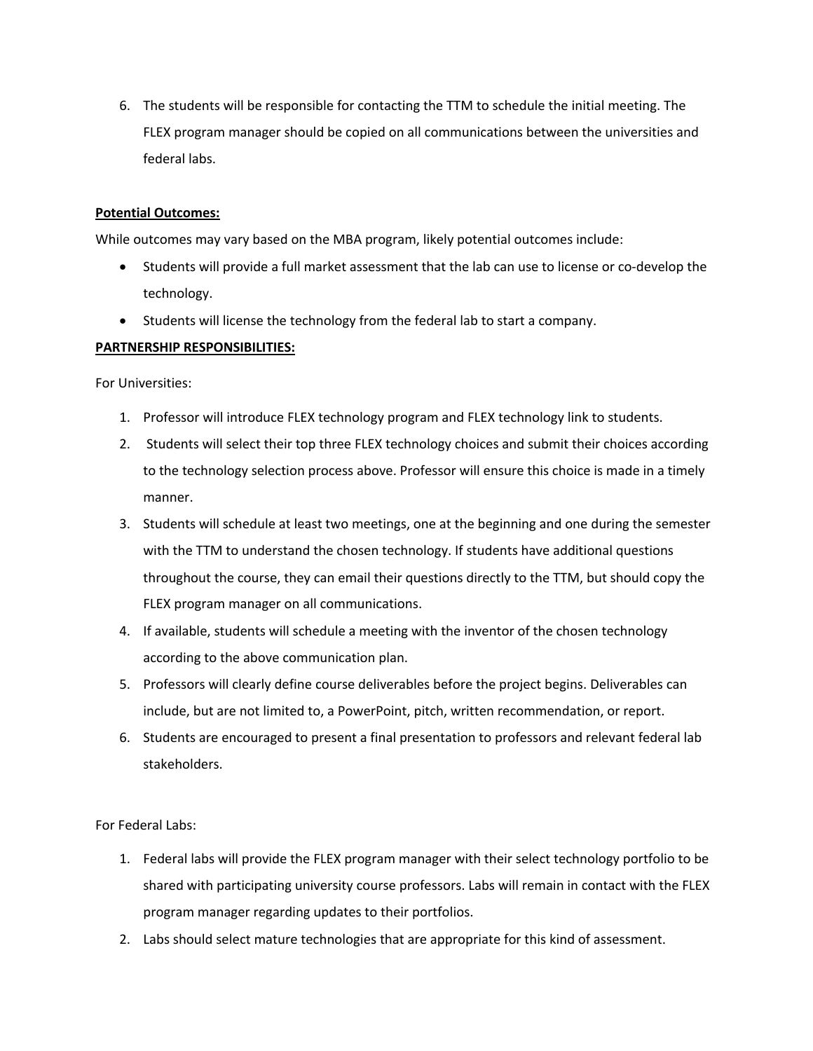6. The students will be responsible for contacting the TTM to schedule the initial meeting. The FLEX program manager should be copied on all communications between the universities and federal labs.

**Potential Outcomes:**

While outcomes may vary based on the MBA program, likely potential outcomes include:

- Students will provide a full market assessment that the lab can use to license or co-develop the technology.
- Students will license the technology from the federal lab to start a company.

**PARTNERSHIP RESPONSIBILITIES:**

For Universities:

1. Professor will introduce FLEX technology program and FLEX technology link to students.
2. Students will select their top three FLEX technology choices and submit their choices according to the technology selection process above. Professor will ensure this choice is made in a timely manner.
3. Students will schedule at least two meetings, one at the beginning and one during the semester with the TTM to understand the chosen technology. If students have additional questions throughout the course, they can email their questions directly to the TTM, but should copy the FLEX program manager on all communications.
4. If available, students will schedule a meeting with the inventor of the chosen technology according to the above communication plan.
5. Professors will clearly define course deliverables before the project begins. Deliverables can include, but are not limited to, a PowerPoint, pitch, written recommendation, or report.
6. Students are encouraged to present a final presentation to professors and relevant federal lab stakeholders.

For Federal Labs:

1. Federal labs will provide the FLEX program manager with their select technology portfolio to be shared with participating university course professors. Labs will remain in contact with the FLEX program manager regarding updates to their portfolios.
2. Labs should select mature technologies that are appropriate for this kind of assessment.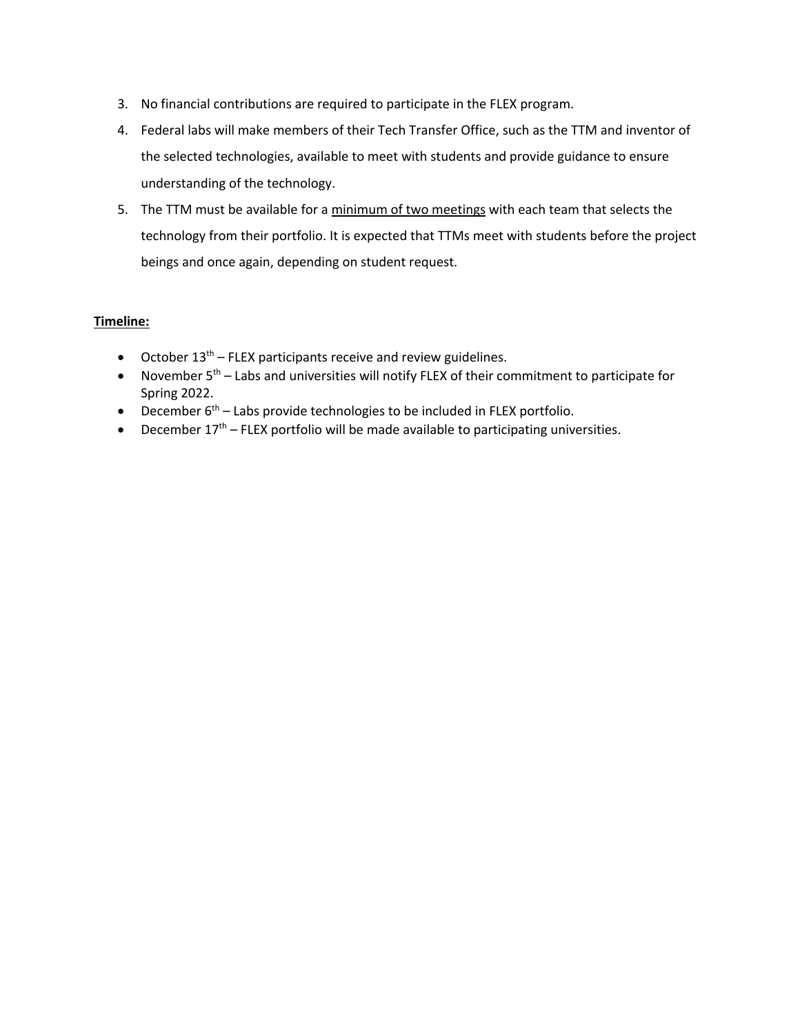3. No financial contributions are required to participate in the FLEX program.
4. Federal labs will make members of their Tech Transfer Office, such as the TTM and inventor of the selected technologies, available to meet with students and provide guidance to ensure understanding of the technology.
5. The TTM must be available for a minimum of two meetings with each team that selects the technology from their portfolio. It is expected that TTMs meet with students before the project beings and once again, depending on student request.

**Timeline:**

- October 13th – FLEX participants receive and review guidelines.
- November 5th – Labs and universities will notify FLEX of their commitment to participate for Spring 2022.
- December 6th – Labs provide technologies to be included in FLEX portfolio.
- December 17th – FLEX portfolio will be made available to participating universities.